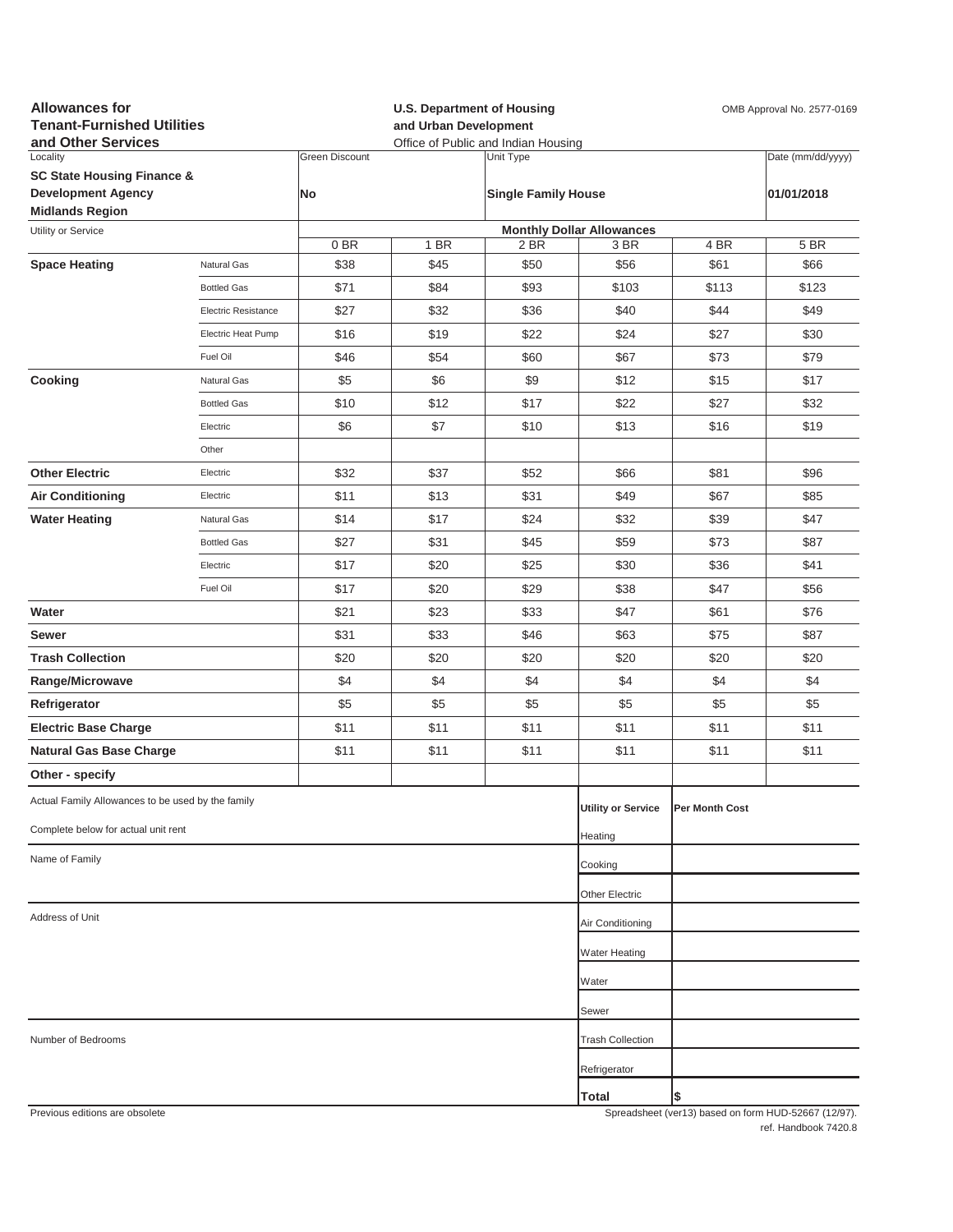**Allowances for Tenant-Furnished Utilities and Other Services**

**U.S. Department of Housing and Urban Development**
Office of Public and Indian Housing

OMB Approval No. 2577-0169

| Locality | Green Discount | Unit Type | Date (mm/dd/yyyy) |
|---|---|---|---|
| **SC State Housing Finance & Development Agency Midlands Region** | **No** | **Single Family House** | **01/01/2018** |

| Utility or Service | | Monthly Dollar Allowances | | | | | |
|---|---|---|---|---|---|---|---|
| | | 0 BR | 1 BR | 2 BR | 3 BR | 4 BR | 5 BR |
| **Space Heating** | Natural Gas | $38 | $45 | $50 | $56 | $61 | $66 |
| | Bottled Gas | $71 | $84 | $93 | $103 | $113 | $123 |
| | Electric Resistance | $27 | $32 | $36 | $40 | $44 | $49 |
| | Electric Heat Pump | $16 | $19 | $22 | $24 | $27 | $30 |
| | Fuel Oil | $46 | $54 | $60 | $67 | $73 | $79 |
| **Cooking** | Natural Gas | $5 | $6 | $9 | $12 | $15 | $17 |
| | Bottled Gas | $10 | $12 | $17 | $22 | $27 | $32 |
| | Electric | $6 | $7 | $10 | $13 | $16 | $19 |
| | Other | | | | | | |
| **Other Electric** | Electric | $32 | $37 | $52 | $66 | $81 | $96 |
| **Air Conditioning** | Electric | $11 | $13 | $31 | $49 | $67 | $85 |
| **Water Heating** | Natural Gas | $14 | $17 | $24 | $32 | $39 | $47 |
| | Bottled Gas | $27 | $31 | $45 | $59 | $73 | $87 |
| | Electric | $17 | $20 | $25 | $30 | $36 | $41 |
| | Fuel Oil | $17 | $20 | $29 | $38 | $47 | $56 |
| **Water** | | $21 | $23 | $33 | $47 | $61 | $76 |
| **Sewer** | | $31 | $33 | $46 | $63 | $75 | $87 |
| **Trash Collection** | | $20 | $20 | $20 | $20 | $20 | $20 |
| **Range/Microwave** | | $4 | $4 | $4 | $4 | $4 | $4 |
| **Refrigerator** | | $5 | $5 | $5 | $5 | $5 | $5 |
| **Electric Base Charge** | | $11 | $11 | $11 | $11 | $11 | $11 |
| **Natural Gas Base Charge** | | $11 | $11 | $11 | $11 | $11 | $11 |
| **Other - specify** | | | | | | | |

Actual Family Allowances to be used by the family

Complete below for actual unit rent

Name of Family

Address of Unit

Number of Bedrooms

| Utility or Service | Per Month Cost |
|---|---|
| Heating | |
| Cooking | |
| Other Electric | |
| Air Conditioning | |
| Water Heating | |
| Water | |
| Sewer | |
| Trash Collection | |
| Refrigerator | |
| **Total** | **$** |

Previous editions are obsolete

Spreadsheet (ver13) based on form HUD-52667 (12/97).
ref. Handbook 7420.8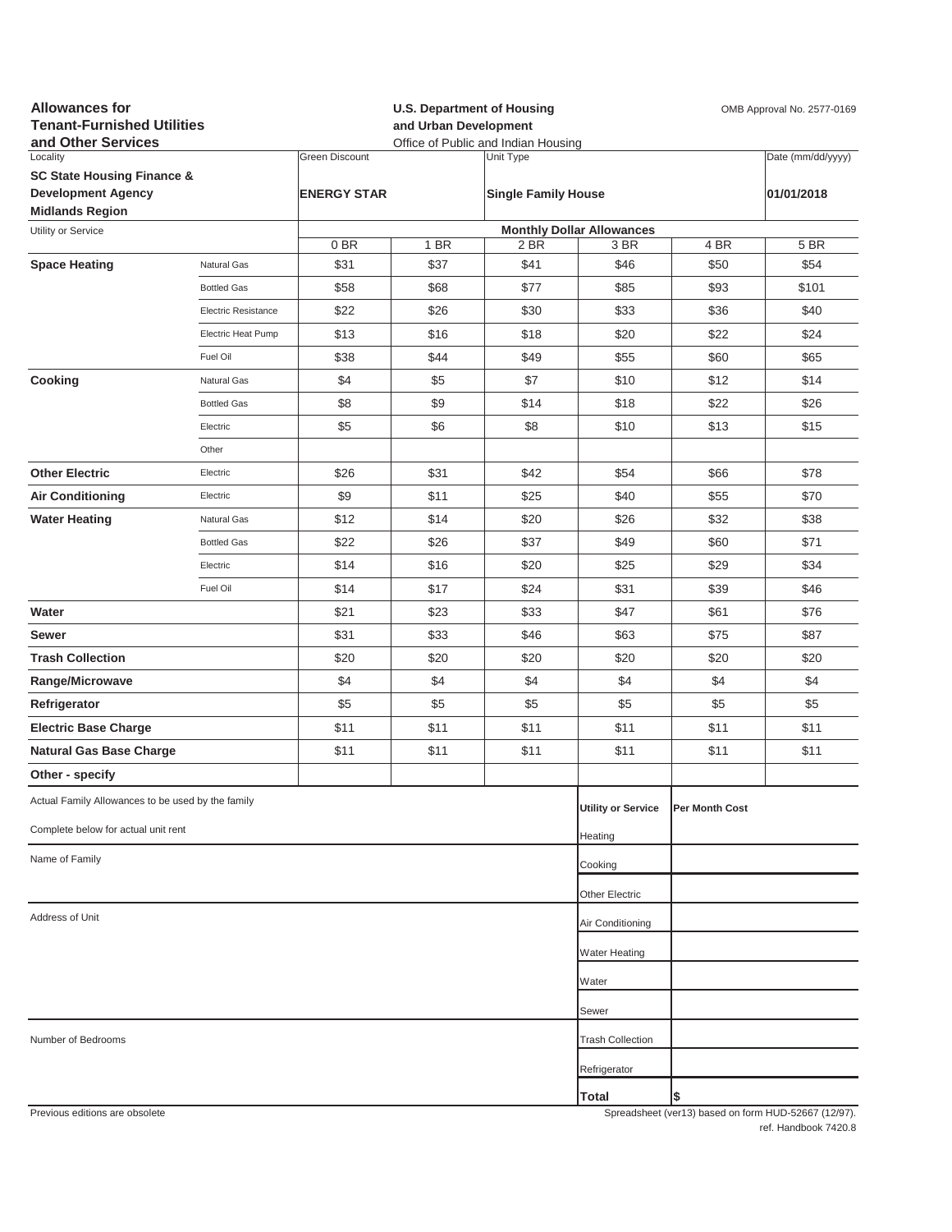**Allowances for Tenant-Furnished Utilities and Other Services**

**U.S. Department of Housing and Urban Development**
Office of Public and Indian Housing

OMB Approval No. 2577-0169

| Locality | Green Discount | Unit Type | Date (mm/dd/yyyy) |
|---|---|---|---|
| **SC State Housing Finance & Development Agency Midlands Region** | **ENERGY STAR** | **Single Family House** | **01/01/2018** |

| Utility or Service | | Monthly Dollar Allowances | | | | | |
|---|---|---|---|---|---|---|---|
| | | 0 BR | 1 BR | 2 BR | 3 BR | 4 BR | 5 BR |
| **Space Heating** | Natural Gas | $31 | $37 | $41 | $46 | $50 | $54 |
| | Bottled Gas | $58 | $68 | $77 | $85 | $93 | $101 |
| | Electric Resistance | $22 | $26 | $30 | $33 | $36 | $40 |
| | Electric Heat Pump | $13 | $16 | $18 | $20 | $22 | $24 |
| | Fuel Oil | $38 | $44 | $49 | $55 | $60 | $65 |
| **Cooking** | Natural Gas | $4 | $5 | $7 | $10 | $12 | $14 |
| | Bottled Gas | $8 | $9 | $14 | $18 | $22 | $26 |
| | Electric | $5 | $6 | $8 | $10 | $13 | $15 |
| | Other | | | | | | |
| **Other Electric** | Electric | $26 | $31 | $42 | $54 | $66 | $78 |
| **Air Conditioning** | Electric | $9 | $11 | $25 | $40 | $55 | $70 |
| **Water Heating** | Natural Gas | $12 | $14 | $20 | $26 | $32 | $38 |
| | Bottled Gas | $22 | $26 | $37 | $49 | $60 | $71 |
| | Electric | $14 | $16 | $20 | $25 | $29 | $34 |
| | Fuel Oil | $14 | $17 | $24 | $31 | $39 | $46 |
| **Water** | | $21 | $23 | $33 | $47 | $61 | $76 |
| **Sewer** | | $31 | $33 | $46 | $63 | $75 | $87 |
| **Trash Collection** | | $20 | $20 | $20 | $20 | $20 | $20 |
| **Range/Microwave** | | $4 | $4 | $4 | $4 | $4 | $4 |
| **Refrigerator** | | $5 | $5 | $5 | $5 | $5 | $5 |
| **Electric Base Charge** | | $11 | $11 | $11 | $11 | $11 | $11 |
| **Natural Gas Base Charge** | | $11 | $11 | $11 | $11 | $11 | $11 |
| **Other - specify** | | | | | | | |

Actual Family Allowances to be used by the family

Complete below for actual unit rent

Name of Family

Address of Unit

Number of Bedrooms

| Utility or Service | Per Month Cost |
|---|---|
| Heating | |
| Cooking | |
| Other Electric | |
| Air Conditioning | |
| Water Heating | |
| Water | |
| Sewer | |
| Trash Collection | |
| Refrigerator | |
| **Total** | $ |

Previous editions are obsolete

Spreadsheet (ver13) based on form HUD-52667 (12/97).
ref. Handbook 7420.8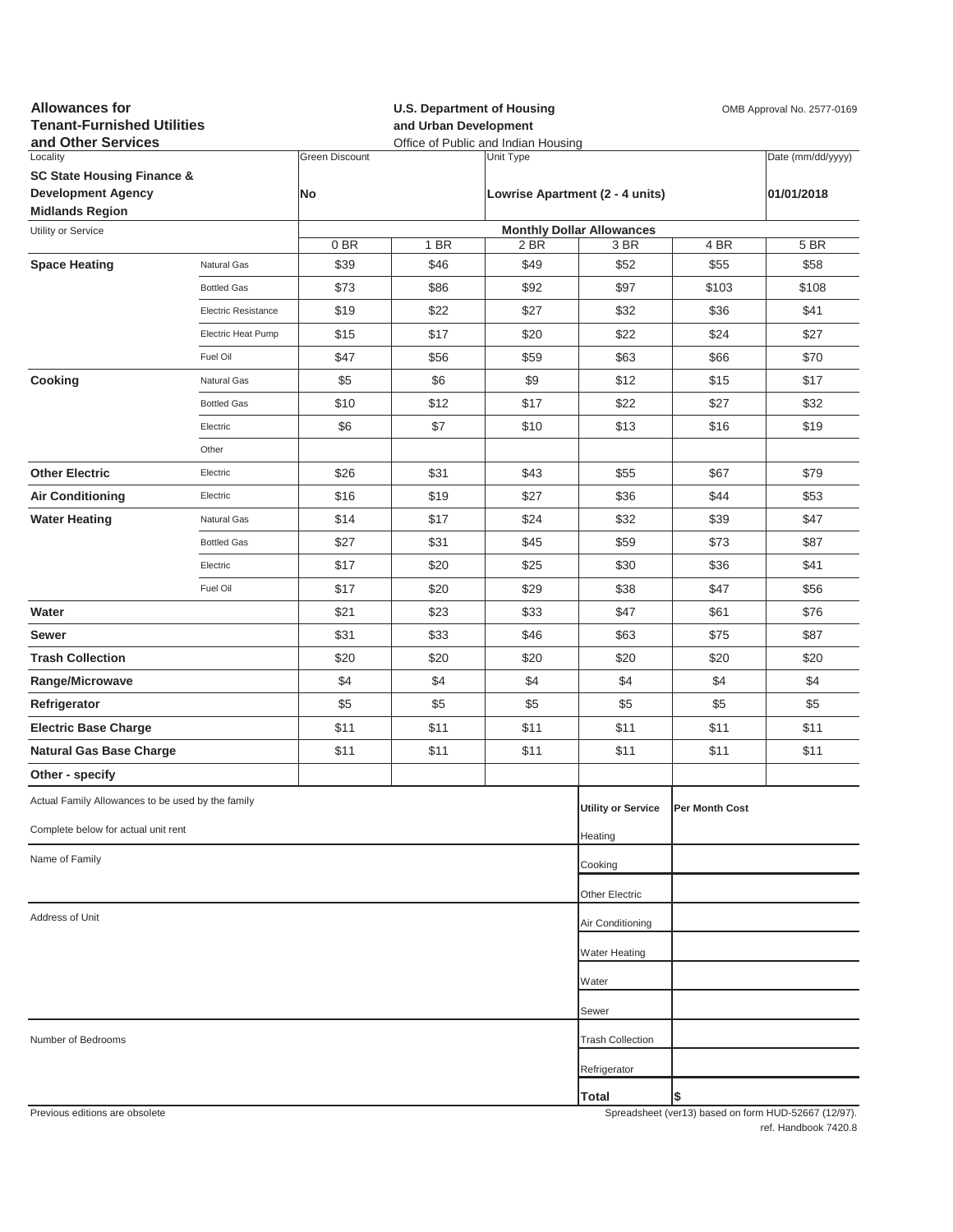**Allowances for Tenant-Furnished Utilities and Other Services**

**U.S. Department of Housing and Urban Development**
Office of Public and Indian Housing

OMB Approval No. 2577-0169

| Locality | Green Discount | Unit Type | Date (mm/dd/yyyy) |
|---|---|---|---|
| **SC State Housing Finance & Development Agency Midlands Region** | **No** | **Lowrise Apartment (2 - 4 units)** | **01/01/2018** |

| Utility or Service | | Monthly Dollar Allowances | | | | | |
|---|---|---|---|---|---|---|---|
| | | 0 BR | 1 BR | 2 BR | 3 BR | 4 BR | 5 BR |
| **Space Heating** | Natural Gas | $39 | $46 | $49 | $52 | $55 | $58 |
| | Bottled Gas | $73 | $86 | $92 | $97 | $103 | $108 |
| | Electric Resistance | $19 | $22 | $27 | $32 | $36 | $41 |
| | Electric Heat Pump | $15 | $17 | $20 | $22 | $24 | $27 |
| | Fuel Oil | $47 | $56 | $59 | $63 | $66 | $70 |
| **Cooking** | Natural Gas | $5 | $6 | $9 | $12 | $15 | $17 |
| | Bottled Gas | $10 | $12 | $17 | $22 | $27 | $32 |
| | Electric | $6 | $7 | $10 | $13 | $16 | $19 |
| | Other | | | | | | |
| **Other Electric** | Electric | $26 | $31 | $43 | $55 | $67 | $79 |
| **Air Conditioning** | Electric | $16 | $19 | $27 | $36 | $44 | $53 |
| **Water Heating** | Natural Gas | $14 | $17 | $24 | $32 | $39 | $47 |
| | Bottled Gas | $27 | $31 | $45 | $59 | $73 | $87 |
| | Electric | $17 | $20 | $25 | $30 | $36 | $41 |
| | Fuel Oil | $17 | $20 | $29 | $38 | $47 | $56 |
| **Water** | | $21 | $23 | $33 | $47 | $61 | $76 |
| **Sewer** | | $31 | $33 | $46 | $63 | $75 | $87 |
| **Trash Collection** | | $20 | $20 | $20 | $20 | $20 | $20 |
| **Range/Microwave** | | $4 | $4 | $4 | $4 | $4 | $4 |
| **Refrigerator** | | $5 | $5 | $5 | $5 | $5 | $5 |
| **Electric Base Charge** | | $11 | $11 | $11 | $11 | $11 | $11 |
| **Natural Gas Base Charge** | | $11 | $11 | $11 | $11 | $11 | $11 |
| **Other - specify** | | | | | | | |

Actual Family Allowances to be used by the family

Complete below for actual unit rent

Name of Family

Address of Unit

Number of Bedrooms

| Utility or Service | Per Month Cost |
|---|---|
| Heating | |
| Cooking | |
| Other Electric | |
| Air Conditioning | |
| Water Heating | |
| Water | |
| Sewer | |
| Trash Collection | |
| Refrigerator | |
| **Total** | **$** |

Previous editions are obsolete

Spreadsheet (ver13) based on form HUD-52667 (12/97).
ref. Handbook 7420.8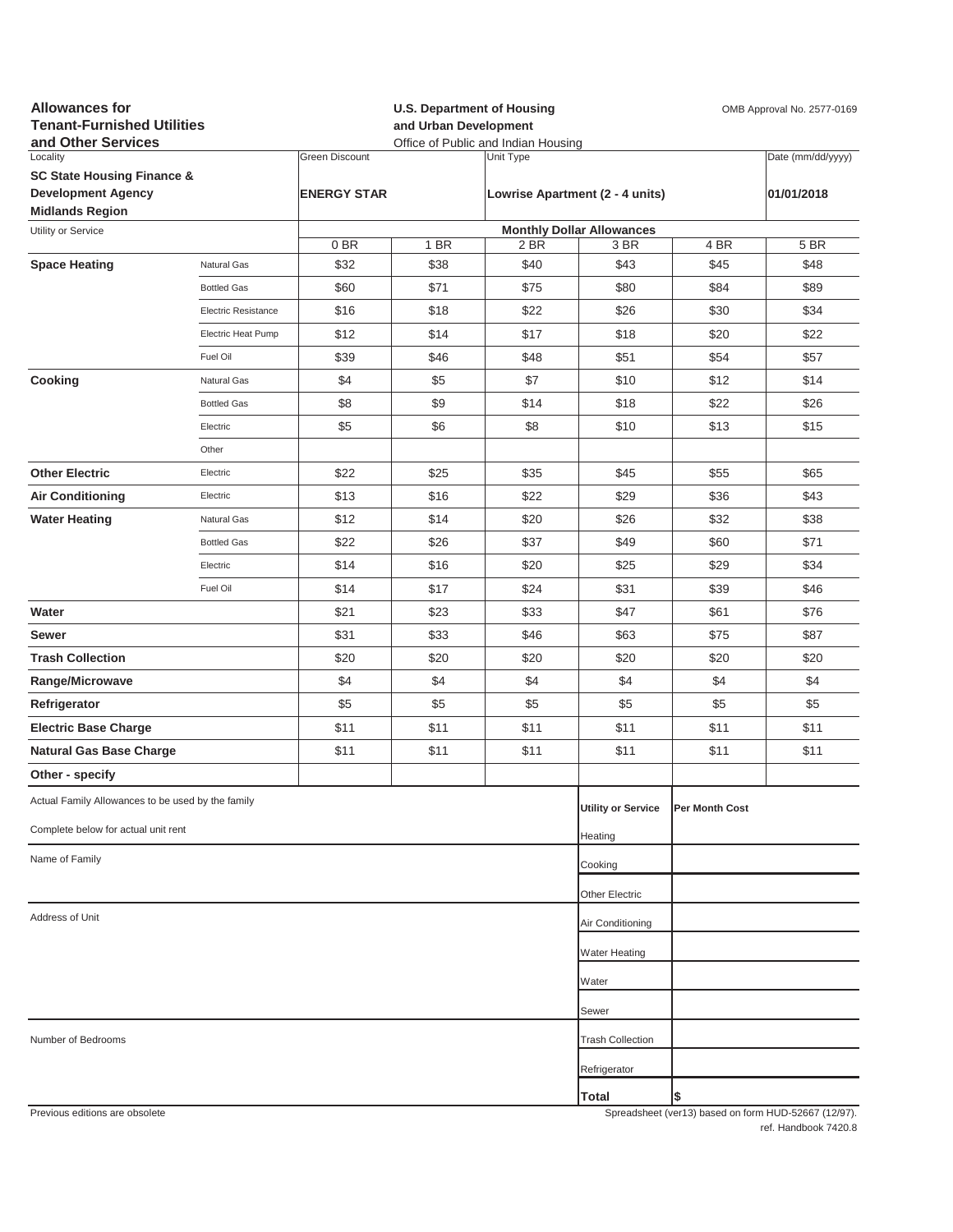**Allowances for Tenant-Furnished Utilities and Other Services**

**U.S. Department of Housing and Urban Development**
Office of Public and Indian Housing

OMB Approval No. 2577-0169

| Locality | Green Discount | Unit Type | Date (mm/dd/yyyy) |
|---|---|---|---|
| **SC State Housing Finance & Development Agency Midlands Region** | **ENERGY STAR** | **Lowrise Apartment (2 - 4 units)** | **01/01/2018** |

| Utility or Service | | Monthly Dollar Allowances | | | | | |
|---|---|---|---|---|---|---|---|
| | | 0 BR | 1 BR | 2 BR | 3 BR | 4 BR | 5 BR |
| **Space Heating** | Natural Gas | $32 | $38 | $40 | $43 | $45 | $48 |
| | Bottled Gas | $60 | $71 | $75 | $80 | $84 | $89 |
| | Electric Resistance | $16 | $18 | $22 | $26 | $30 | $34 |
| | Electric Heat Pump | $12 | $14 | $17 | $18 | $20 | $22 |
| | Fuel Oil | $39 | $46 | $48 | $51 | $54 | $57 |
| **Cooking** | Natural Gas | $4 | $5 | $7 | $10 | $12 | $14 |
| | Bottled Gas | $8 | $9 | $14 | $18 | $22 | $26 |
| | Electric | $5 | $6 | $8 | $10 | $13 | $15 |
| | Other | | | | | | |
| **Other Electric** | Electric | $22 | $25 | $35 | $45 | $55 | $65 |
| **Air Conditioning** | Electric | $13 | $16 | $22 | $29 | $36 | $43 |
| **Water Heating** | Natural Gas | $12 | $14 | $20 | $26 | $32 | $38 |
| | Bottled Gas | $22 | $26 | $37 | $49 | $60 | $71 |
| | Electric | $14 | $16 | $20 | $25 | $29 | $34 |
| | Fuel Oil | $14 | $17 | $24 | $31 | $39 | $46 |
| **Water** | | $21 | $23 | $33 | $47 | $61 | $76 |
| **Sewer** | | $31 | $33 | $46 | $63 | $75 | $87 |
| **Trash Collection** | | $20 | $20 | $20 | $20 | $20 | $20 |
| **Range/Microwave** | | $4 | $4 | $4 | $4 | $4 | $4 |
| **Refrigerator** | | $5 | $5 | $5 | $5 | $5 | $5 |
| **Electric Base Charge** | | $11 | $11 | $11 | $11 | $11 | $11 |
| **Natural Gas Base Charge** | | $11 | $11 | $11 | $11 | $11 | $11 |
| **Other - specify** | | | | | | | |

Actual Family Allowances to be used by the family

Complete below for actual unit rent

Name of Family

Address of Unit

Number of Bedrooms

| **Utility or Service** | **Per Month Cost** |
|---|---|
| Heating | |
| Cooking | |
| Other Electric | |
| Air Conditioning | |
| Water Heating | |
| Water | |
| Sewer | |
| Trash Collection | |
| Refrigerator | |
| **Total** | **$** |

Previous editions are obsolete

Spreadsheet (ver13) based on form HUD-52667 (12/97).
ref. Handbook 7420.8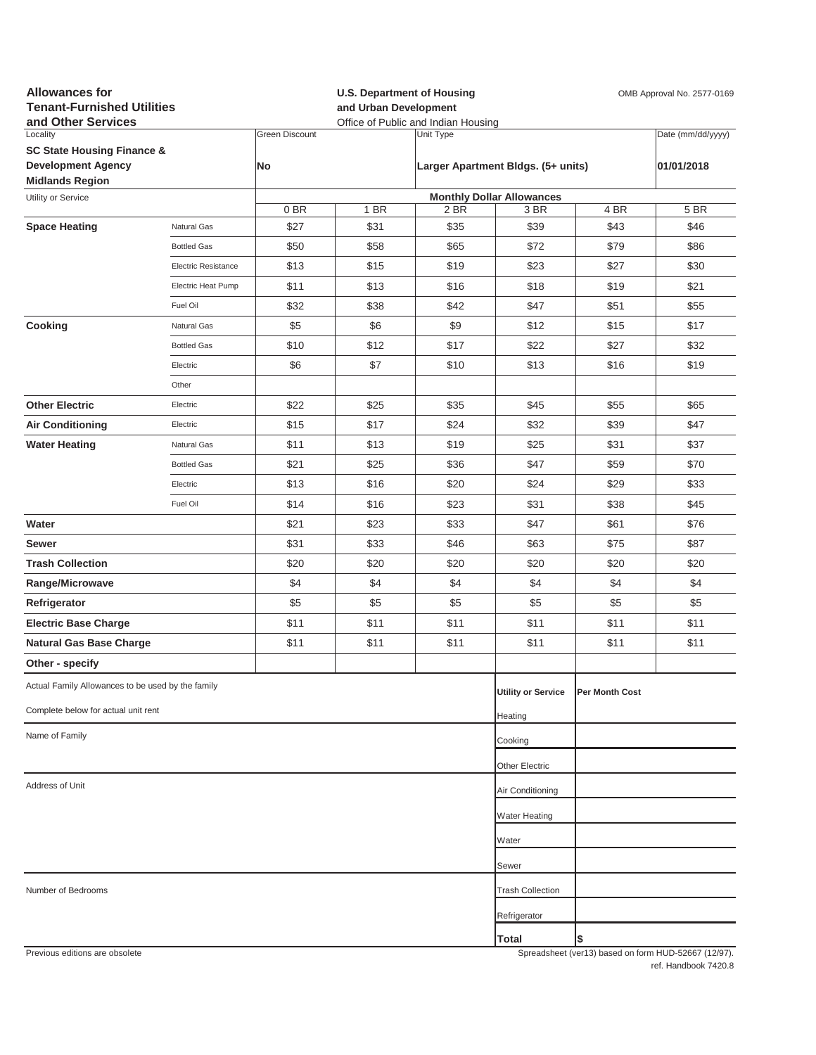**Allowances for Tenant-Furnished Utilities and Other Services**

**U.S. Department of Housing and Urban Development**
Office of Public and Indian Housing

OMB Approval No. 2577-0169

| Locality | Green Discount | Unit Type | Date (mm/dd/yyyy) |
|---|---|---|---|
| **SC State Housing Finance & Development Agency Midlands Region** | **No** | **Larger Apartment Bldgs. (5+ units)** | **01/01/2018** |

| Utility or Service | | Monthly Dollar Allowances | | | | | |
|---|---|---|---|---|---|---|---|
| | | 0 BR | 1 BR | 2 BR | 3 BR | 4 BR | 5 BR |
| **Space Heating** | Natural Gas | $27 | $31 | $35 | $39 | $43 | $46 |
| | Bottled Gas | $50 | $58 | $65 | $72 | $79 | $86 |
| | Electric Resistance | $13 | $15 | $19 | $23 | $27 | $30 |
| | Electric Heat Pump | $11 | $13 | $16 | $18 | $19 | $21 |
| | Fuel Oil | $32 | $38 | $42 | $47 | $51 | $55 |
| **Cooking** | Natural Gas | $5 | $6 | $9 | $12 | $15 | $17 |
| | Bottled Gas | $10 | $12 | $17 | $22 | $27 | $32 |
| | Electric | $6 | $7 | $10 | $13 | $16 | $19 |
| | Other | | | | | | |
| **Other Electric** | Electric | $22 | $25 | $35 | $45 | $55 | $65 |
| **Air Conditioning** | Electric | $15 | $17 | $24 | $32 | $39 | $47 |
| **Water Heating** | Natural Gas | $11 | $13 | $19 | $25 | $31 | $37 |
| | Bottled Gas | $21 | $25 | $36 | $47 | $59 | $70 |
| | Electric | $13 | $16 | $20 | $24 | $29 | $33 |
| | Fuel Oil | $14 | $16 | $23 | $31 | $38 | $45 |
| **Water** | | $21 | $23 | $33 | $47 | $61 | $76 |
| **Sewer** | | $31 | $33 | $46 | $63 | $75 | $87 |
| **Trash Collection** | | $20 | $20 | $20 | $20 | $20 | $20 |
| **Range/Microwave** | | $4 | $4 | $4 | $4 | $4 | $4 |
| **Refrigerator** | | $5 | $5 | $5 | $5 | $5 | $5 |
| **Electric Base Charge** | | $11 | $11 | $11 | $11 | $11 | $11 |
| **Natural Gas Base Charge** | | $11 | $11 | $11 | $11 | $11 | $11 |
| **Other - specify** | | | | | | | |

Actual Family Allowances to be used by the family

Complete below for actual unit rent

Name of Family

Address of Unit

Number of Bedrooms

| Utility or Service | Per Month Cost |
|---|---|
| Heating | |
| Cooking | |
| Other Electric | |
| Air Conditioning | |
| Water Heating | |
| Water | |
| Sewer | |
| Trash Collection | |
| Refrigerator | |
| **Total** | $ |

Previous editions are obsolete

Spreadsheet (ver13) based on form HUD-52667 (12/97).
ref. Handbook 7420.8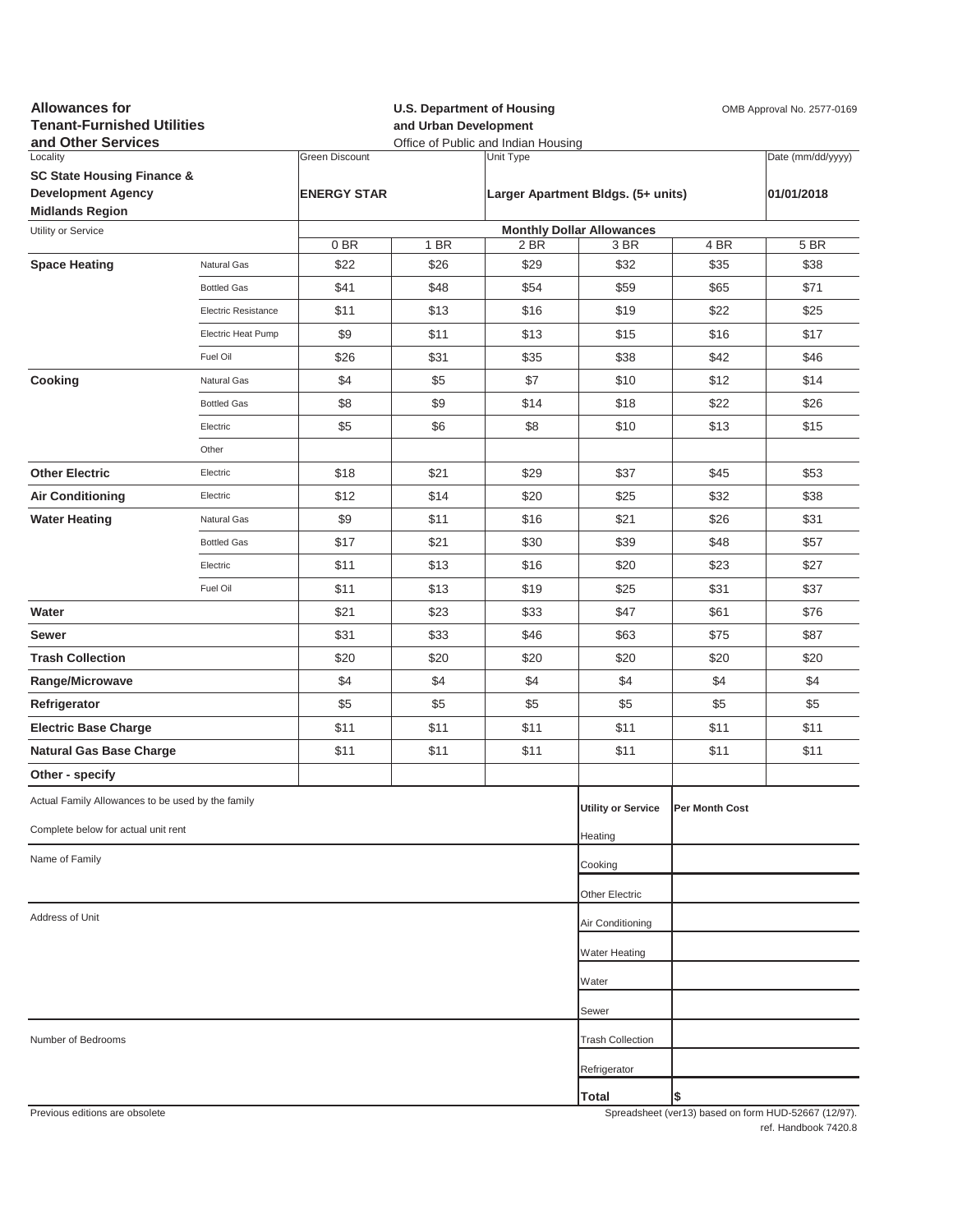**Allowances for Tenant-Furnished Utilities and Other Services**

**U.S. Department of Housing and Urban Development**
Office of Public and Indian Housing

OMB Approval No. 2577-0169

| Locality | Green Discount | Unit Type | Date (mm/dd/yyyy) |
|---|---|---|---|
| **SC State Housing Finance & Development Agency Midlands Region** | **ENERGY STAR** | **Larger Apartment Bldgs. (5+ units)** | **01/01/2018** |

| Utility or Service | | Monthly Dollar Allowances | | | | | |
|---|---|---|---|---|---|---|---|
| | | 0 BR | 1 BR | 2 BR | 3 BR | 4 BR | 5 BR |
| **Space Heating** | Natural Gas | $22 | $26 | $29 | $32 | $35 | $38 |
| | Bottled Gas | $41 | $48 | $54 | $59 | $65 | $71 |
| | Electric Resistance | $11 | $13 | $16 | $19 | $22 | $25 |
| | Electric Heat Pump | $9 | $11 | $13 | $15 | $16 | $17 |
| | Fuel Oil | $26 | $31 | $35 | $38 | $42 | $46 |
| **Cooking** | Natural Gas | $4 | $5 | $7 | $10 | $12 | $14 |
| | Bottled Gas | $8 | $9 | $14 | $18 | $22 | $26 |
| | Electric | $5 | $6 | $8 | $10 | $13 | $15 |
| | Other | | | | | | |
| **Other Electric** | Electric | $18 | $21 | $29 | $37 | $45 | $53 |
| **Air Conditioning** | Electric | $12 | $14 | $20 | $25 | $32 | $38 |
| **Water Heating** | Natural Gas | $9 | $11 | $16 | $21 | $26 | $31 |
| | Bottled Gas | $17 | $21 | $30 | $39 | $48 | $57 |
| | Electric | $11 | $13 | $16 | $20 | $23 | $27 |
| | Fuel Oil | $11 | $13 | $19 | $25 | $31 | $37 |
| **Water** | | $21 | $23 | $33 | $47 | $61 | $76 |
| **Sewer** | | $31 | $33 | $46 | $63 | $75 | $87 |
| **Trash Collection** | | $20 | $20 | $20 | $20 | $20 | $20 |
| **Range/Microwave** | | $4 | $4 | $4 | $4 | $4 | $4 |
| **Refrigerator** | | $5 | $5 | $5 | $5 | $5 | $5 |
| **Electric Base Charge** | | $11 | $11 | $11 | $11 | $11 | $11 |
| **Natural Gas Base Charge** | | $11 | $11 | $11 | $11 | $11 | $11 |
| **Other - specify** | | | | | | | |

Actual Family Allowances to be used by the family

Complete below for actual unit rent

Name of Family

Address of Unit

Number of Bedrooms

| Utility or Service | Per Month Cost |
|---|---|
| Heating | |
| Cooking | |
| Other Electric | |
| Air Conditioning | |
| Water Heating | |
| Water | |
| Sewer | |
| Trash Collection | |
| Refrigerator | |
| **Total** | $ |

Previous editions are obsolete

Spreadsheet (ver13) based on form HUD-52667 (12/97).
ref. Handbook 7420.8